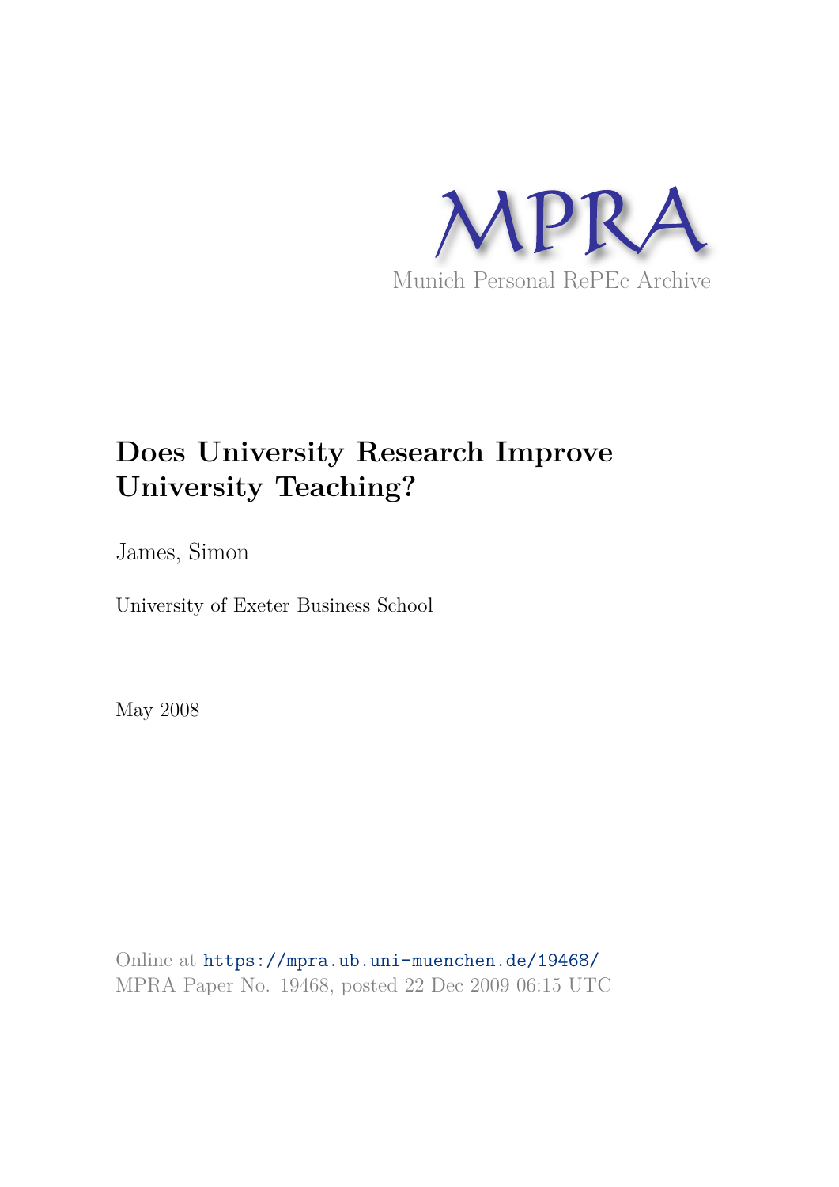MPRA

Munich Personal RePEc Archive

# Does University Research Improve University Teaching?

James, Simon

University of Exeter Business School

May 2008

Online at https://mpra.ub.uni-muenchen.de/19468/
MPRA Paper No. 19468, posted 22 Dec 2009 06:15 UTC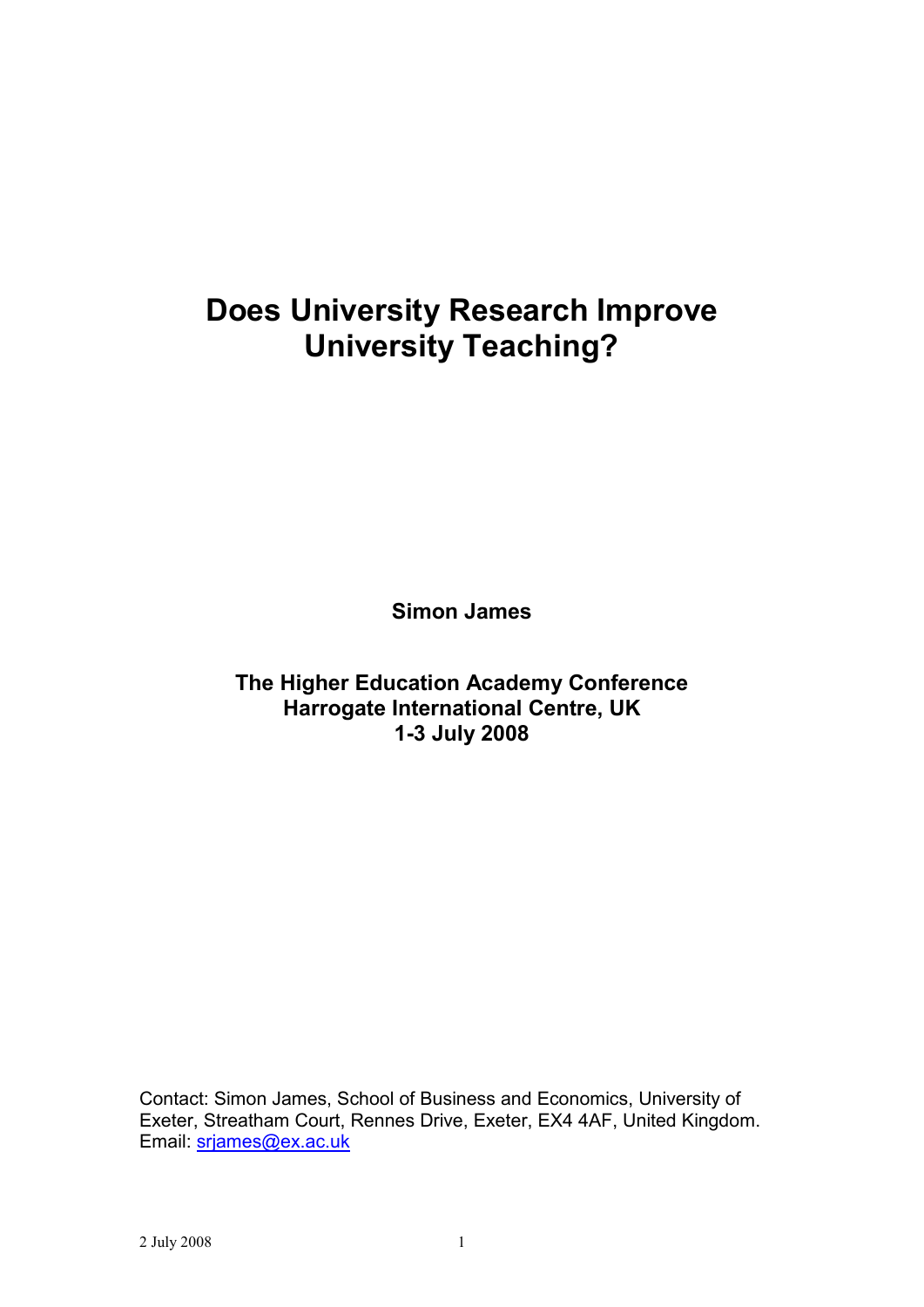# Does University Research Improve University Teaching?

**Simon James**

**The Higher Education Academy Conference**
**Harrogate International Centre, UK**
**1-3 July 2008**

Contact: Simon James, School of Business and Economics, University of Exeter, Streatham Court, Rennes Drive, Exeter, EX4 4AF, United Kingdom. Email: srjames@ex.ac.uk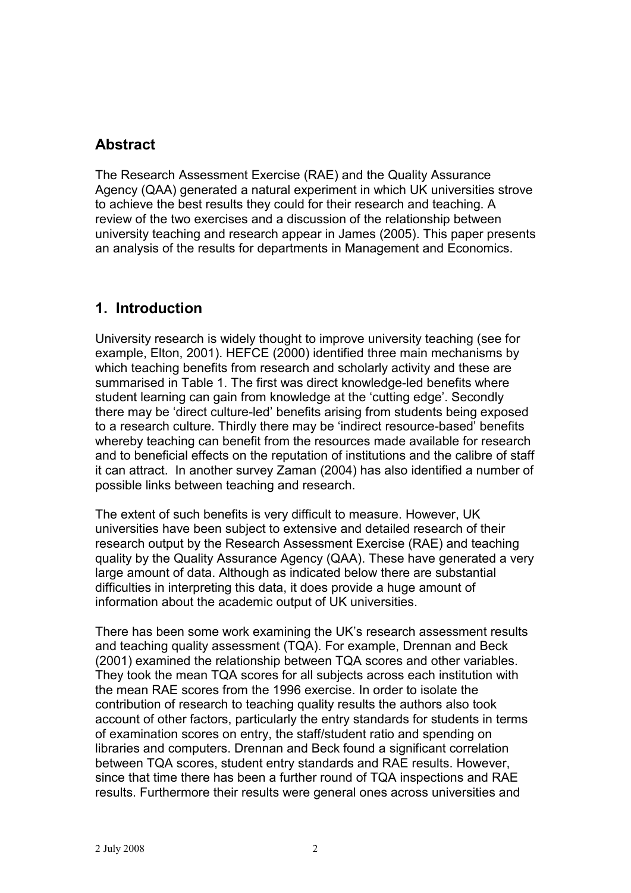## Abstract

The Research Assessment Exercise (RAE) and the Quality Assurance Agency (QAA) generated a natural experiment in which UK universities strove to achieve the best results they could for their research and teaching. A review of the two exercises and a discussion of the relationship between university teaching and research appear in James (2005). This paper presents an analysis of the results for departments in Management and Economics.

## 1. Introduction

University research is widely thought to improve university teaching (see for example, Elton, 2001). HEFCE (2000) identified three main mechanisms by which teaching benefits from research and scholarly activity and these are summarised in Table 1. The first was direct knowledge-led benefits where student learning can gain from knowledge at the 'cutting edge'. Secondly there may be 'direct culture-led' benefits arising from students being exposed to a research culture. Thirdly there may be 'indirect resource-based' benefits whereby teaching can benefit from the resources made available for research and to beneficial effects on the reputation of institutions and the calibre of staff it can attract. In another survey Zaman (2004) has also identified a number of possible links between teaching and research.

The extent of such benefits is very difficult to measure. However, UK universities have been subject to extensive and detailed research of their research output by the Research Assessment Exercise (RAE) and teaching quality by the Quality Assurance Agency (QAA). These have generated a very large amount of data. Although as indicated below there are substantial difficulties in interpreting this data, it does provide a huge amount of information about the academic output of UK universities.

There has been some work examining the UK's research assessment results and teaching quality assessment (TQA). For example, Drennan and Beck (2001) examined the relationship between TQA scores and other variables. They took the mean TQA scores for all subjects across each institution with the mean RAE scores from the 1996 exercise. In order to isolate the contribution of research to teaching quality results the authors also took account of other factors, particularly the entry standards for students in terms of examination scores on entry, the staff/student ratio and spending on libraries and computers. Drennan and Beck found a significant correlation between TQA scores, student entry standards and RAE results. However, since that time there has been a further round of TQA inspections and RAE results. Furthermore their results were general ones across universities and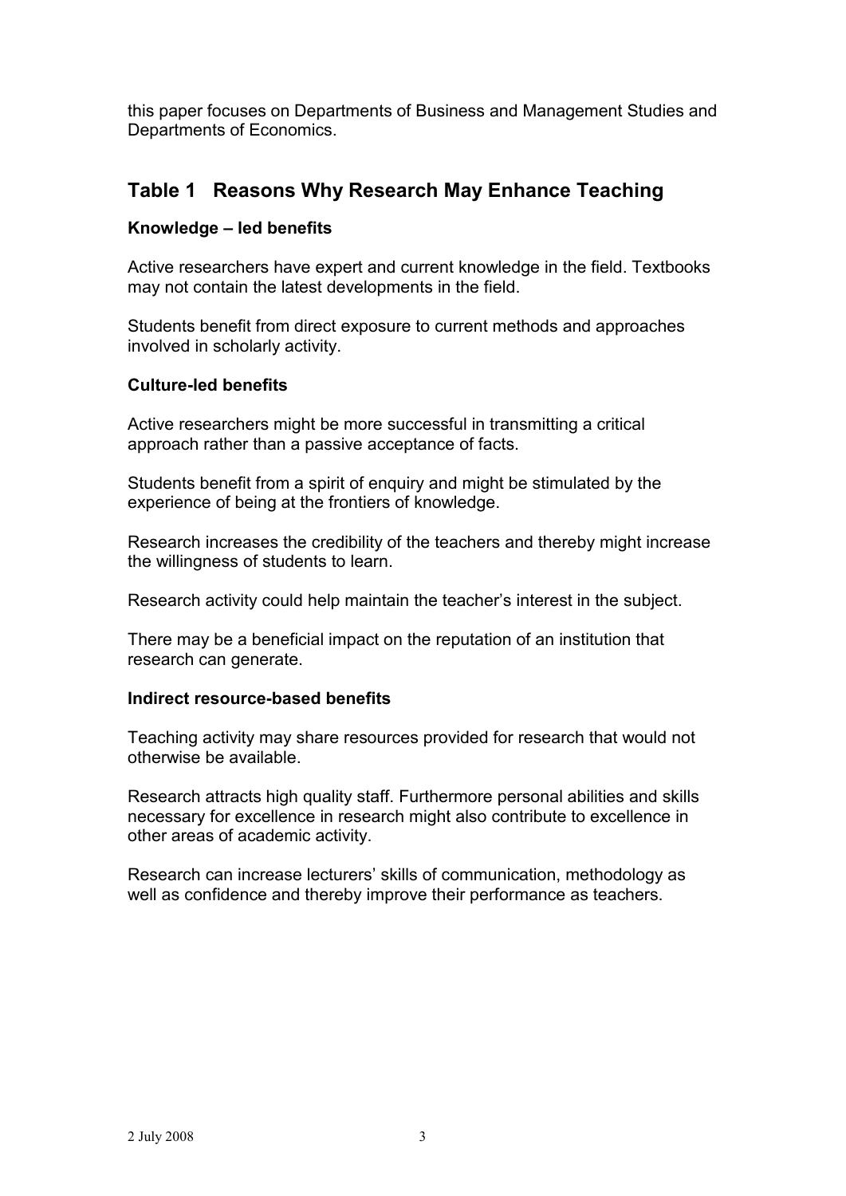this paper focuses on Departments of Business and Management Studies and Departments of Economics.

## Table 1 Reasons Why Research May Enhance Teaching

**Knowledge – led benefits**

Active researchers have expert and current knowledge in the field. Textbooks may not contain the latest developments in the field.

Students benefit from direct exposure to current methods and approaches involved in scholarly activity.

**Culture-led benefits**

Active researchers might be more successful in transmitting a critical approach rather than a passive acceptance of facts.

Students benefit from a spirit of enquiry and might be stimulated by the experience of being at the frontiers of knowledge.

Research increases the credibility of the teachers and thereby might increase the willingness of students to learn.

Research activity could help maintain the teacher's interest in the subject.

There may be a beneficial impact on the reputation of an institution that research can generate.

**Indirect resource-based benefits**

Teaching activity may share resources provided for research that would not otherwise be available.

Research attracts high quality staff. Furthermore personal abilities and skills necessary for excellence in research might also contribute to excellence in other areas of academic activity.

Research can increase lecturers' skills of communication, methodology as well as confidence and thereby improve their performance as teachers.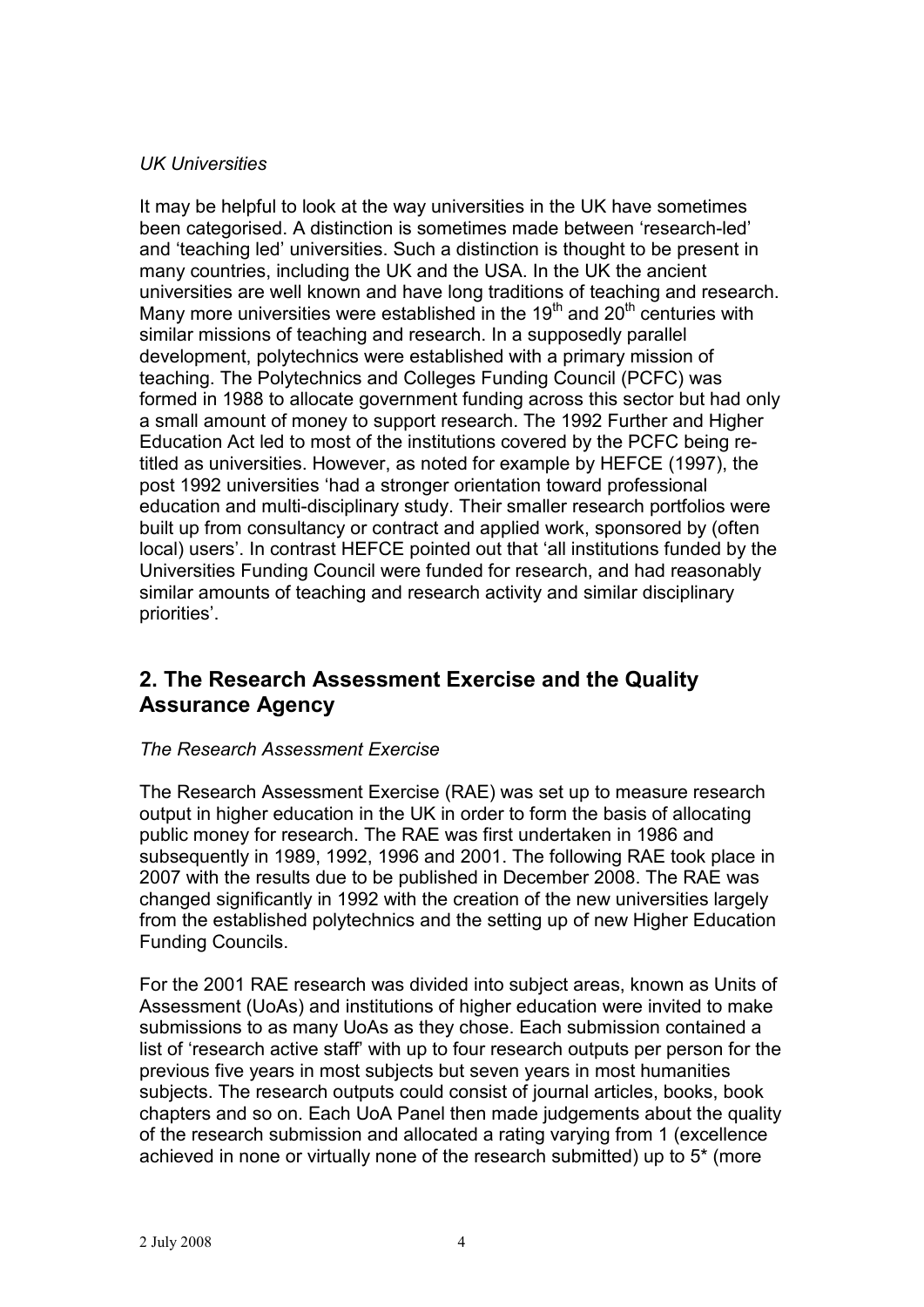*UK Universities*

It may be helpful to look at the way universities in the UK have sometimes been categorised. A distinction is sometimes made between 'research-led' and 'teaching led' universities. Such a distinction is thought to be present in many countries, including the UK and the USA. In the UK the ancient universities are well known and have long traditions of teaching and research. Many more universities were established in the 19th and 20th centuries with similar missions of teaching and research. In a supposedly parallel development, polytechnics were established with a primary mission of teaching. The Polytechnics and Colleges Funding Council (PCFC) was formed in 1988 to allocate government funding across this sector but had only a small amount of money to support research. The 1992 Further and Higher Education Act led to most of the institutions covered by the PCFC being re-titled as universities. However, as noted for example by HEFCE (1997), the post 1992 universities 'had a stronger orientation toward professional education and multi-disciplinary study. Their smaller research portfolios were built up from consultancy or contract and applied work, sponsored by (often local) users'. In contrast HEFCE pointed out that 'all institutions funded by the Universities Funding Council were funded for research, and had reasonably similar amounts of teaching and research activity and similar disciplinary priorities'.

## 2. The Research Assessment Exercise and the Quality Assurance Agency

*The Research Assessment Exercise*

The Research Assessment Exercise (RAE) was set up to measure research output in higher education in the UK in order to form the basis of allocating public money for research. The RAE was first undertaken in 1986 and subsequently in 1989, 1992, 1996 and 2001. The following RAE took place in 2007 with the results due to be published in December 2008. The RAE was changed significantly in 1992 with the creation of the new universities largely from the established polytechnics and the setting up of new Higher Education Funding Councils.

For the 2001 RAE research was divided into subject areas, known as Units of Assessment (UoAs) and institutions of higher education were invited to make submissions to as many UoAs as they chose. Each submission contained a list of 'research active staff' with up to four research outputs per person for the previous five years in most subjects but seven years in most humanities subjects. The research outputs could consist of journal articles, books, book chapters and so on. Each UoA Panel then made judgements about the quality of the research submission and allocated a rating varying from 1 (excellence achieved in none or virtually none of the research submitted) up to 5* (more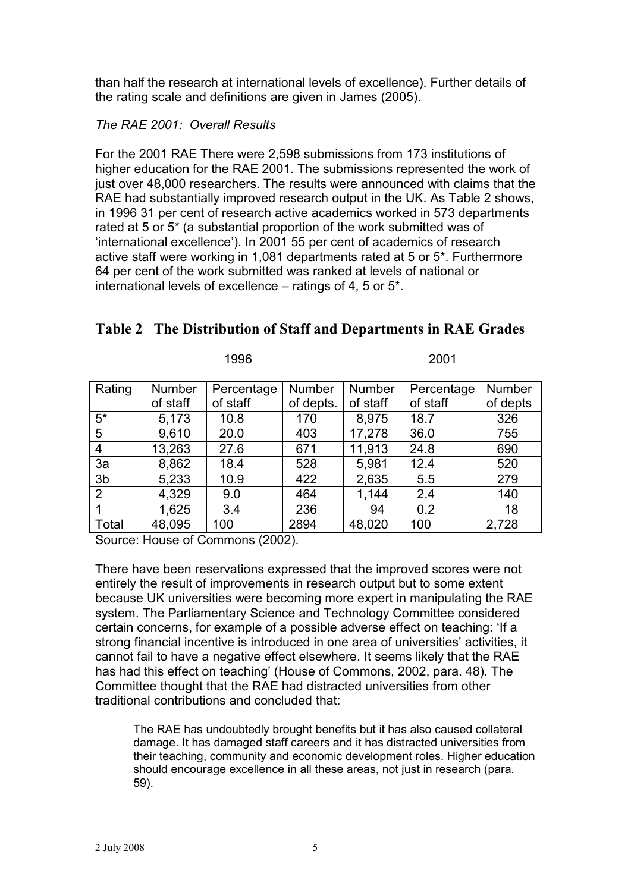than half the research at international levels of excellence). Further details of the rating scale and definitions are given in James (2005).

*The RAE 2001: Overall Results*

For the 2001 RAE There were 2,598 submissions from 173 institutions of higher education for the RAE 2001. The submissions represented the work of just over 48,000 researchers. The results were announced with claims that the RAE had substantially improved research output in the UK. As Table 2 shows, in 1996 31 per cent of research active academics worked in 573 departments rated at 5 or 5* (a substantial proportion of the work submitted was of 'international excellence'). In 2001 55 per cent of academics of research active staff were working in 1,081 departments rated at 5 or 5*. Furthermore 64 per cent of the work submitted was ranked at levels of national or international levels of excellence – ratings of 4, 5 or 5*.

## Table 2 The Distribution of Staff and Departments in RAE Grades

| | 1996 | | | 2001 | | |
|---|---|---|---|---|---|---|
| Rating | Number of staff | Percentage of staff | Number of depts. | Number of staff | Percentage of staff | Number of depts |
| 5* | 5,173 | 10.8 | 170 | 8,975 | 18.7 | 326 |
| 5 | 9,610 | 20.0 | 403 | 17,278 | 36.0 | 755 |
| 4 | 13,263 | 27.6 | 671 | 11,913 | 24.8 | 690 |
| 3a | 8,862 | 18.4 | 528 | 5,981 | 12.4 | 520 |
| 3b | 5,233 | 10.9 | 422 | 2,635 | 5.5 | 279 |
| 2 | 4,329 | 9.0 | 464 | 1,144 | 2.4 | 140 |
| 1 | 1,625 | 3.4 | 236 | 94 | 0.2 | 18 |
| Total | 48,095 | 100 | 2894 | 48,020 | 100 | 2,728 |

Source: House of Commons (2002).

There have been reservations expressed that the improved scores were not entirely the result of improvements in research output but to some extent because UK universities were becoming more expert in manipulating the RAE system. The Parliamentary Science and Technology Committee considered certain concerns, for example of a possible adverse effect on teaching: 'If a strong financial incentive is introduced in one area of universities' activities, it cannot fail to have a negative effect elsewhere. It seems likely that the RAE has had this effect on teaching' (House of Commons, 2002, para. 48). The Committee thought that the RAE had distracted universities from other traditional contributions and concluded that:

> The RAE has undoubtedly brought benefits but it has also caused collateral damage. It has damaged staff careers and it has distracted universities from their teaching, community and economic development roles. Higher education should encourage excellence in all these areas, not just in research (para. 59).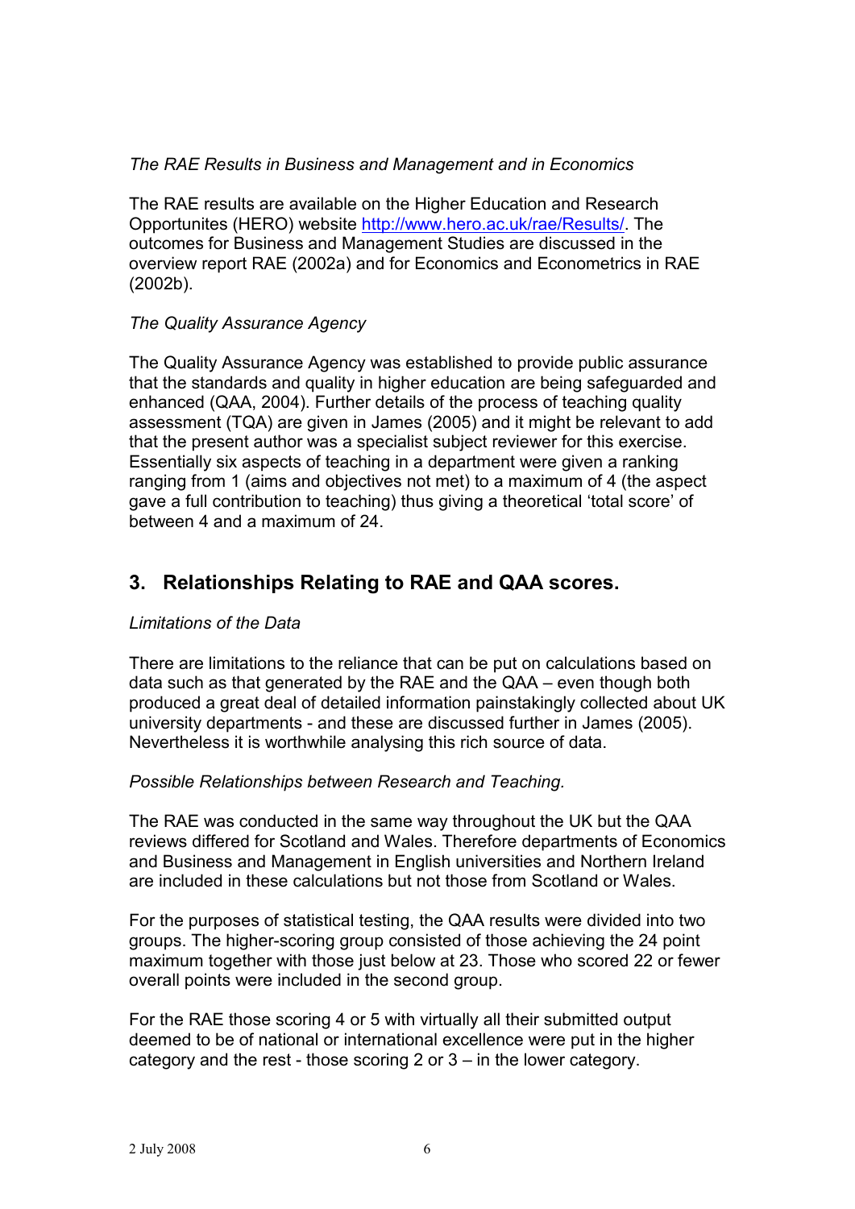*The RAE Results in Business and Management and in Economics*

The RAE results are available on the Higher Education and Research Opportunites (HERO) website [http://www.hero.ac.uk/rae/Results/](http://www.hero.ac.uk/rae/Results/). The outcomes for Business and Management Studies are discussed in the overview report RAE (2002a) and for Economics and Econometrics in RAE (2002b).

*The Quality Assurance Agency*

The Quality Assurance Agency was established to provide public assurance that the standards and quality in higher education are being safeguarded and enhanced (QAA, 2004). Further details of the process of teaching quality assessment (TQA) are given in James (2005) and it might be relevant to add that the present author was a specialist subject reviewer for this exercise. Essentially six aspects of teaching in a department were given a ranking ranging from 1 (aims and objectives not met) to a maximum of 4 (the aspect gave a full contribution to teaching) thus giving a theoretical 'total score' of between 4 and a maximum of 24.

## 3. Relationships Relating to RAE and QAA scores.

*Limitations of the Data*

There are limitations to the reliance that can be put on calculations based on data such as that generated by the RAE and the QAA – even though both produced a great deal of detailed information painstakingly collected about UK university departments - and these are discussed further in James (2005). Nevertheless it is worthwhile analysing this rich source of data.

*Possible Relationships between Research and Teaching.*

The RAE was conducted in the same way throughout the UK but the QAA reviews differed for Scotland and Wales. Therefore departments of Economics and Business and Management in English universities and Northern Ireland are included in these calculations but not those from Scotland or Wales.

For the purposes of statistical testing, the QAA results were divided into two groups. The higher-scoring group consisted of those achieving the 24 point maximum together with those just below at 23. Those who scored 22 or fewer overall points were included in the second group.

For the RAE those scoring 4 or 5 with virtually all their submitted output deemed to be of national or international excellence were put in the higher category and the rest - those scoring 2 or 3 – in the lower category.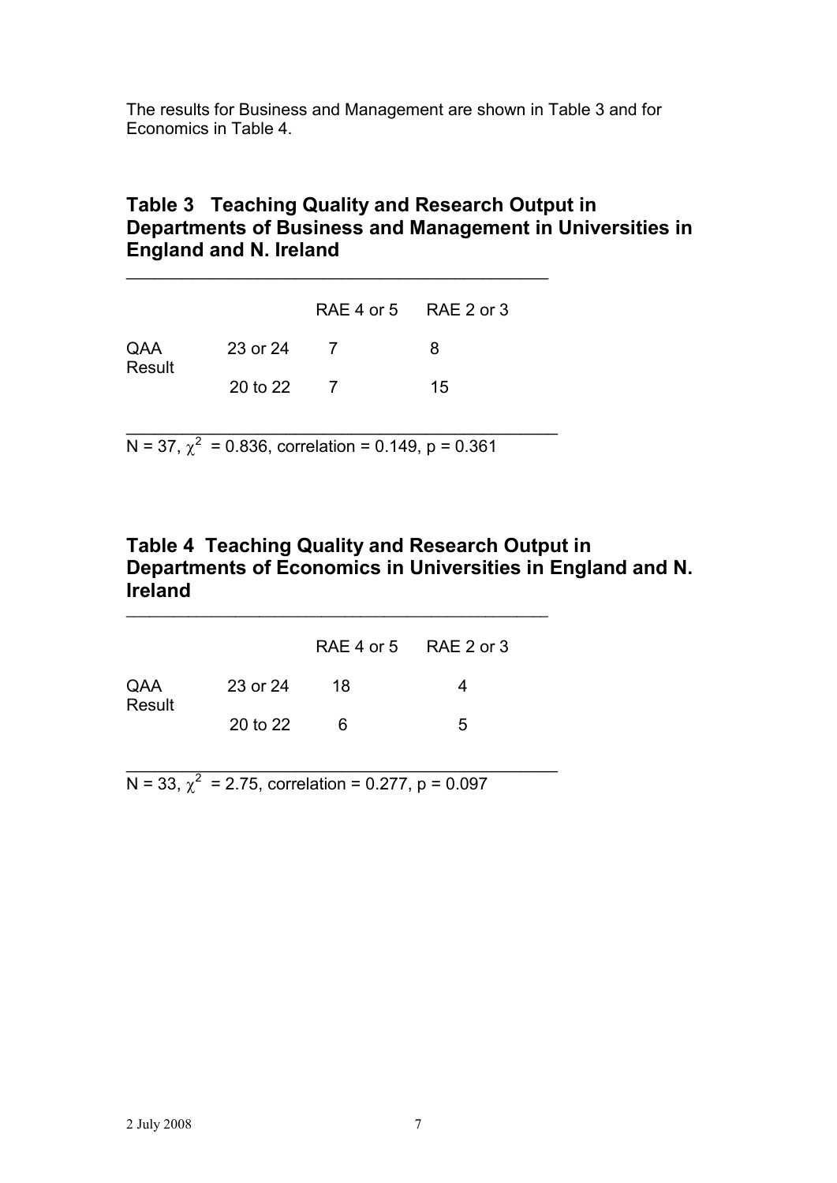The results for Business and Management are shown in Table 3 and for Economics in Table 4.

### Table 3 Teaching Quality and Research Output in Departments of Business and Management in Universities in England and N. Ireland

| | | RAE 4 or 5 | RAE 2 or 3 |
|---|---|---|---|
| QAA Result | 23 or 24 | 7 | 8 |
| | 20 to 22 | 7 | 15 |

N = 37, $\chi^2$ = 0.836, correlation = 0.149, p = 0.361

### Table 4 Teaching Quality and Research Output in Departments of Economics in Universities in England and N. Ireland

| | | RAE 4 or 5 | RAE 2 or 3 |
|---|---|---|---|
| QAA Result | 23 or 24 | 18 | 4 |
| | 20 to 22 | 6 | 5 |

N = 33, $\chi^2$ = 2.75, correlation = 0.277, p = 0.097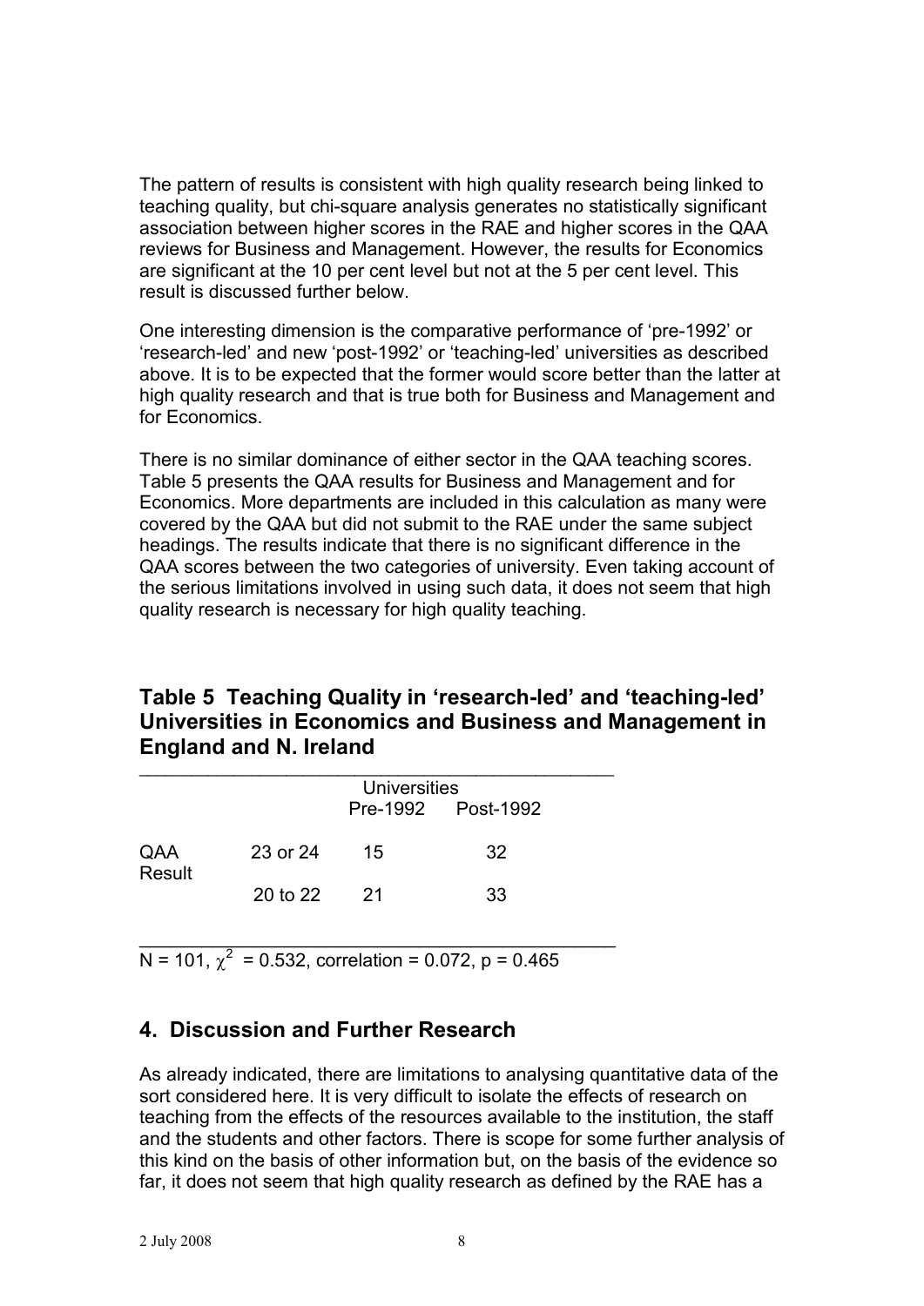The pattern of results is consistent with high quality research being linked to teaching quality, but chi-square analysis generates no statistically significant association between higher scores in the RAE and higher scores in the QAA reviews for Business and Management. However, the results for Economics are significant at the 10 per cent level but not at the 5 per cent level. This result is discussed further below.

One interesting dimension is the comparative performance of 'pre-1992' or 'research-led' and new 'post-1992' or 'teaching-led' universities as described above. It is to be expected that the former would score better than the latter at high quality research and that is true both for Business and Management and for Economics.

There is no similar dominance of either sector in the QAA teaching scores. Table 5 presents the QAA results for Business and Management and for Economics. More departments are included in this calculation as many were covered by the QAA but did not submit to the RAE under the same subject headings. The results indicate that there is no significant difference in the QAA scores between the two categories of university. Even taking account of the serious limitations involved in using such data, it does not seem that high quality research is necessary for high quality teaching.

## Table 5 Teaching Quality in 'research-led' and 'teaching-led' Universities in Economics and Business and Management in England and N. Ireland

| | | Universities | |
|---|---|---|---|
| | | Pre-1992 | Post-1992 |
| QAA Result | 23 or 24 | 15 | 32 |
| | 20 to 22 | 21 | 33 |

N = 101, $\chi^2$ = 0.532, correlation = 0.072, p = 0.465

## 4. Discussion and Further Research

As already indicated, there are limitations to analysing quantitative data of the sort considered here. It is very difficult to isolate the effects of research on teaching from the effects of the resources available to the institution, the staff and the students and other factors. There is scope for some further analysis of this kind on the basis of other information but, on the basis of the evidence so far, it does not seem that high quality research as defined by the RAE has a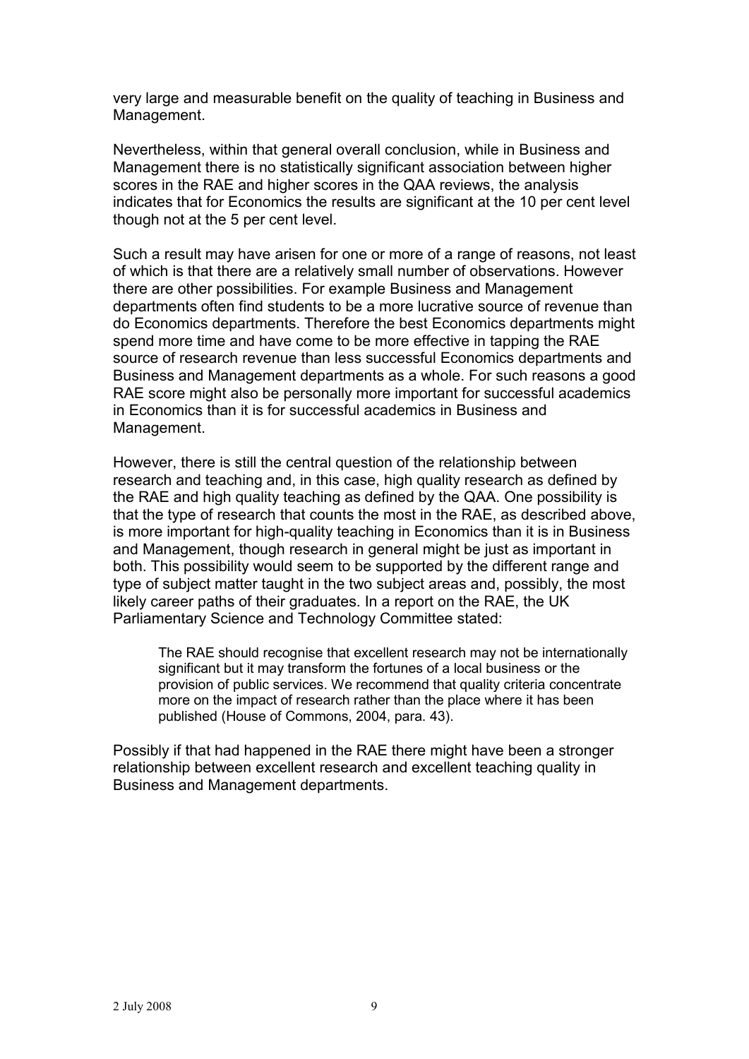very large and measurable benefit on the quality of teaching in Business and Management.

Nevertheless, within that general overall conclusion, while in Business and Management there is no statistically significant association between higher scores in the RAE and higher scores in the QAA reviews, the analysis indicates that for Economics the results are significant at the 10 per cent level though not at the 5 per cent level.

Such a result may have arisen for one or more of a range of reasons, not least of which is that there are a relatively small number of observations. However there are other possibilities. For example Business and Management departments often find students to be a more lucrative source of revenue than do Economics departments. Therefore the best Economics departments might spend more time and have come to be more effective in tapping the RAE source of research revenue than less successful Economics departments and Business and Management departments as a whole. For such reasons a good RAE score might also be personally more important for successful academics in Economics than it is for successful academics in Business and Management.

However, there is still the central question of the relationship between research and teaching and, in this case, high quality research as defined by the RAE and high quality teaching as defined by the QAA. One possibility is that the type of research that counts the most in the RAE, as described above, is more important for high-quality teaching in Economics than it is in Business and Management, though research in general might be just as important in both. This possibility would seem to be supported by the different range and type of subject matter taught in the two subject areas and, possibly, the most likely career paths of their graduates. In a report on the RAE, the UK Parliamentary Science and Technology Committee stated:

> The RAE should recognise that excellent research may not be internationally significant but it may transform the fortunes of a local business or the provision of public services. We recommend that quality criteria concentrate more on the impact of research rather than the place where it has been published (House of Commons, 2004, para. 43).

Possibly if that had happened in the RAE there might have been a stronger relationship between excellent research and excellent teaching quality in Business and Management departments.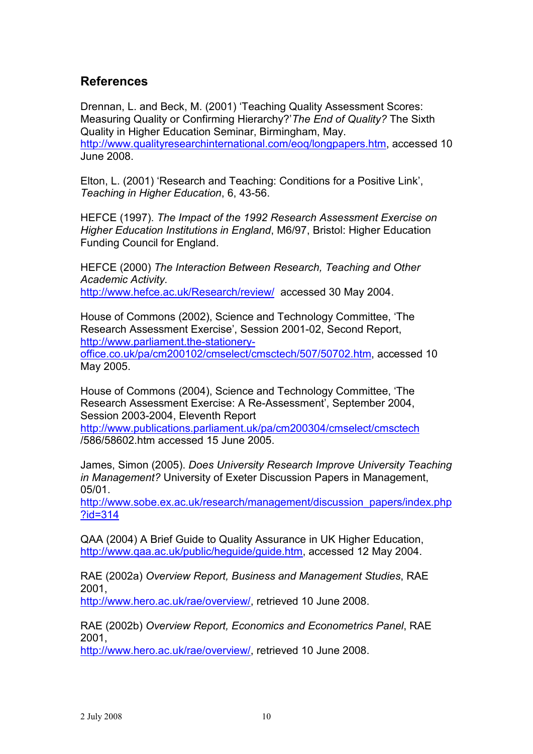## References

Drennan, L. and Beck, M. (2001) 'Teaching Quality Assessment Scores: Measuring Quality or Confirming Hierarchy?' *The End of Quality?* The Sixth Quality in Higher Education Seminar, Birmingham, May. http://www.qualityresearchinternational.com/eoq/longpapers.htm, accessed 10 June 2008.

Elton, L. (2001) 'Research and Teaching: Conditions for a Positive Link', *Teaching in Higher Education*, 6, 43-56.

HEFCE (1997). *The Impact of the 1992 Research Assessment Exercise on Higher Education Institutions in England*, M6/97, Bristol: Higher Education Funding Council for England.

HEFCE (2000) *The Interaction Between Research, Teaching and Other Academic Activity.* http://www.hefce.ac.uk/Research/review/ accessed 30 May 2004.

House of Commons (2002), Science and Technology Committee, 'The Research Assessment Exercise', Session 2001-02, Second Report, http://www.parliament.the-stationery-office.co.uk/pa/cm200102/cmselect/cmsctech/507/50702.htm, accessed 10 May 2005.

House of Commons (2004), Science and Technology Committee, 'The Research Assessment Exercise: A Re-Assessment', September 2004, Session 2003-2004, Eleventh Report http://www.publications.parliament.uk/pa/cm200304/cmselect/cmsctech/586/58602.htm accessed 15 June 2005.

James, Simon (2005). *Does University Research Improve University Teaching in Management?* University of Exeter Discussion Papers in Management, 05/01. http://www.sobe.ex.ac.uk/research/management/discussion_papers/index.php?id=314

QAA (2004) A Brief Guide to Quality Assurance in UK Higher Education, http://www.qaa.ac.uk/public/heguide/guide.htm, accessed 12 May 2004.

RAE (2002a) *Overview Report, Business and Management Studies*, RAE 2001, http://www.hero.ac.uk/rae/overview/, retrieved 10 June 2008.

RAE (2002b) *Overview Report, Economics and Econometrics Panel*, RAE 2001, http://www.hero.ac.uk/rae/overview/, retrieved 10 June 2008.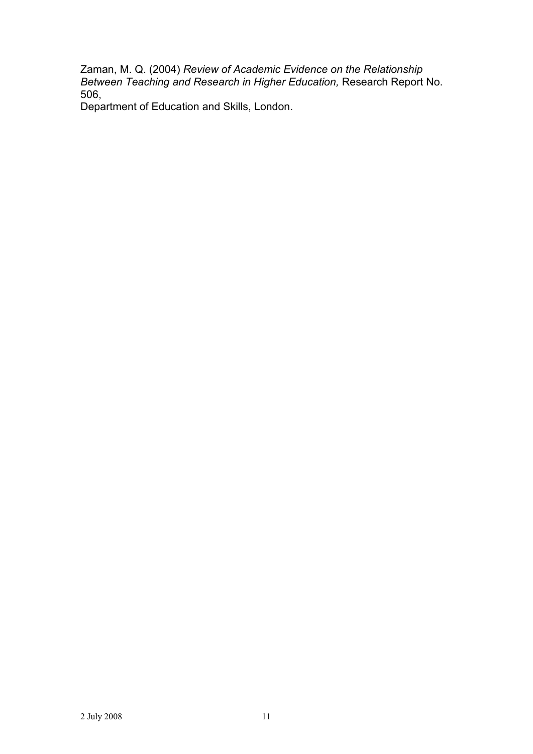Zaman, M. Q. (2004) *Review of Academic Evidence on the Relationship Between Teaching and Research in Higher Education,* Research Report No. 506,
Department of Education and Skills, London.